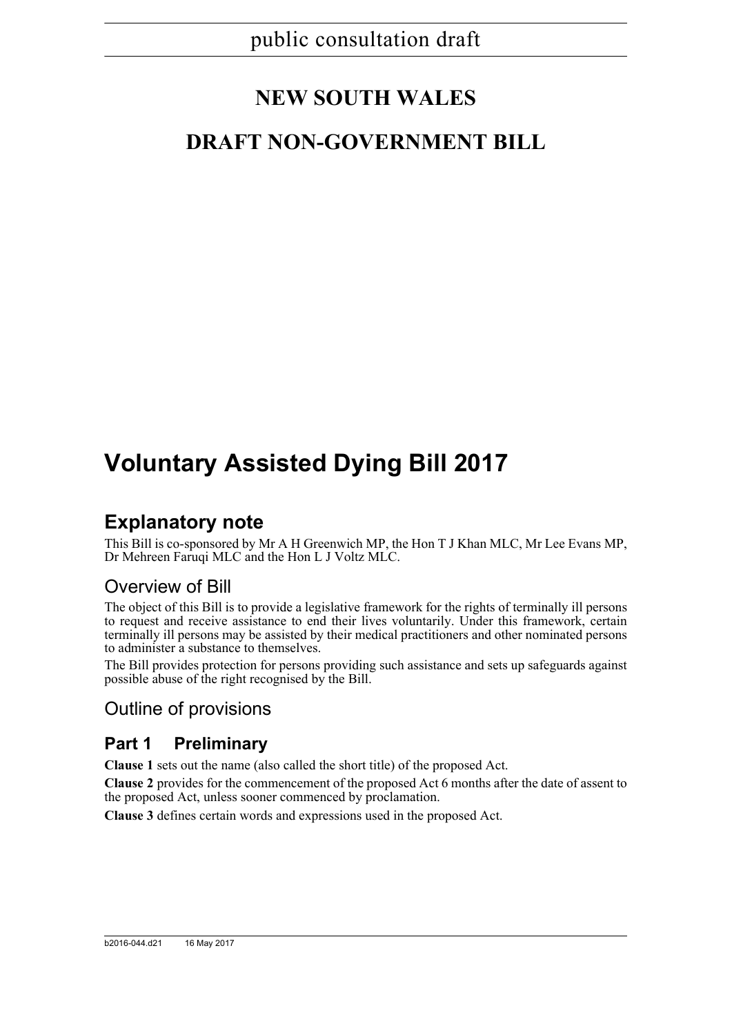public consultation draft

# NEW SOUTH WALES

# DRAFT NON-GOVERNMENT BILL

# Voluntary Assisted Dying Bill 2017

## Explanatory note

This Bill is co-sponsored by Mr A H Greenwich MP, the Hon T J Khan MLC, Mr Lee Evans MP, Dr Mehreen Faruqi MLC and the Hon L J Voltz MLC.

### Overview of Bill

The object of this Bill is to provide a legislative framework for the rights of terminally ill persons to request and receive assistance to end their lives voluntarily. Under this framework, certain terminally ill persons may be assisted by their medical practitioners and other nominated persons to administer a substance to themselves.

The Bill provides protection for persons providing such assistance and sets up safeguards against possible abuse of the right recognised by the Bill.

### Outline of provisions

### Part 1 Preliminary

**Clause 1** sets out the name (also called the short title) of the proposed Act.

**Clause 2** provides for the commencement of the proposed Act 6 months after the date of assent to the proposed Act, unless sooner commenced by proclamation.

**Clause 3** defines certain words and expressions used in the proposed Act.

b2016-044.d21 16 May 2017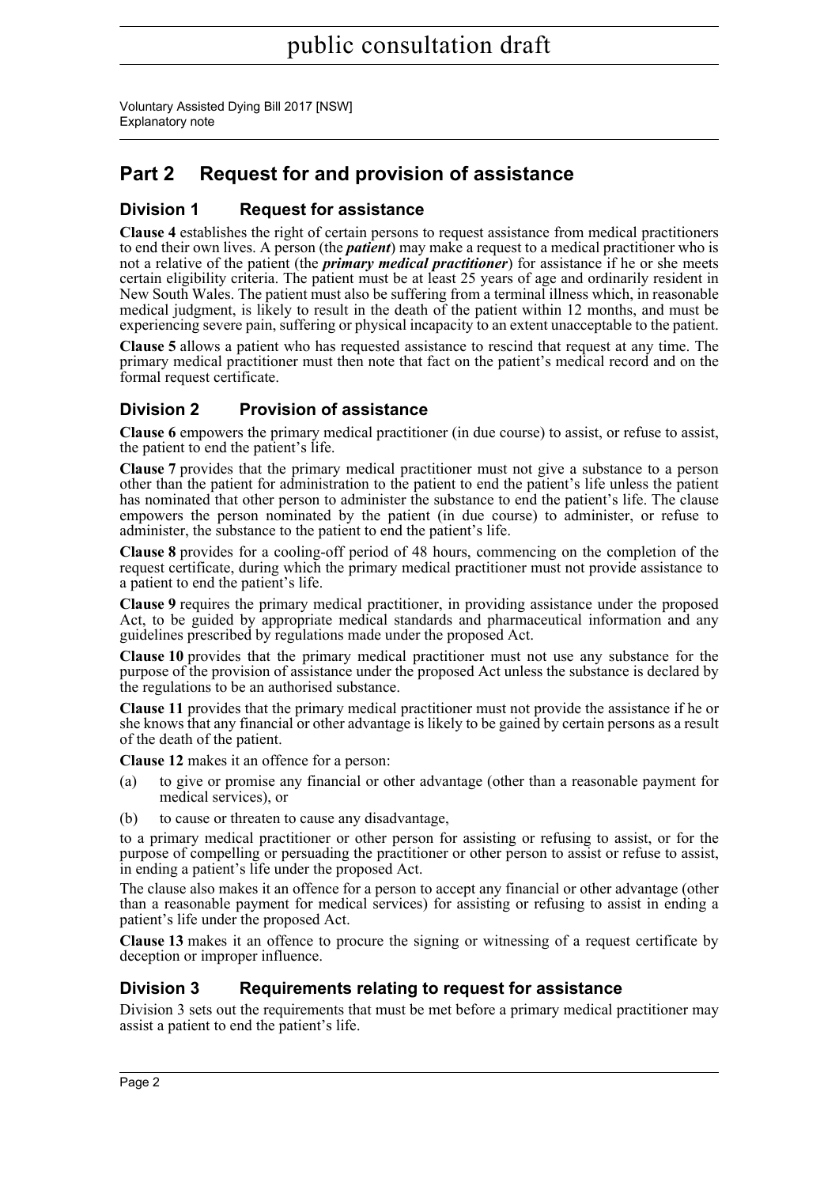## Part 2 Request for and provision of assistance

### Division 1 Request for assistance

**Clause 4** establishes the right of certain persons to request assistance from medical practitioners to end their own lives. A person (the ***patient***) may make a request to a medical practitioner who is not a relative of the patient (the ***primary medical practitioner***) for assistance if he or she meets certain eligibility criteria. The patient must be at least 25 years of age and ordinarily resident in New South Wales. The patient must also be suffering from a terminal illness which, in reasonable medical judgment, is likely to result in the death of the patient within 12 months, and must be experiencing severe pain, suffering or physical incapacity to an extent unacceptable to the patient.

**Clause 5** allows a patient who has requested assistance to rescind that request at any time. The primary medical practitioner must then note that fact on the patient's medical record and on the formal request certificate.

### Division 2 Provision of assistance

**Clause 6** empowers the primary medical practitioner (in due course) to assist, or refuse to assist, the patient to end the patient's life.

**Clause 7** provides that the primary medical practitioner must not give a substance to a person other than the patient for administration to the patient to end the patient's life unless the patient has nominated that other person to administer the substance to end the patient's life. The clause empowers the person nominated by the patient (in due course) to administer, or refuse to administer, the substance to the patient to end the patient's life.

**Clause 8** provides for a cooling-off period of 48 hours, commencing on the completion of the request certificate, during which the primary medical practitioner must not provide assistance to a patient to end the patient's life.

**Clause 9** requires the primary medical practitioner, in providing assistance under the proposed Act, to be guided by appropriate medical standards and pharmaceutical information and any guidelines prescribed by regulations made under the proposed Act.

**Clause 10** provides that the primary medical practitioner must not use any substance for the purpose of the provision of assistance under the proposed Act unless the substance is declared by the regulations to be an authorised substance.

**Clause 11** provides that the primary medical practitioner must not provide the assistance if he or she knows that any financial or other advantage is likely to be gained by certain persons as a result of the death of the patient.

**Clause 12** makes it an offence for a person:

(a) to give or promise any financial or other advantage (other than a reasonable payment for medical services), or

(b) to cause or threaten to cause any disadvantage,

to a primary medical practitioner or other person for assisting or refusing to assist, or for the purpose of compelling or persuading the practitioner or other person to assist or refuse to assist, in ending a patient's life under the proposed Act.

The clause also makes it an offence for a person to accept any financial or other advantage (other than a reasonable payment for medical services) for assisting or refusing to assist in ending a patient's life under the proposed Act.

**Clause 13** makes it an offence to procure the signing or witnessing of a request certificate by deception or improper influence.

### Division 3 Requirements relating to request for assistance

Division 3 sets out the requirements that must be met before a primary medical practitioner may assist a patient to end the patient's life.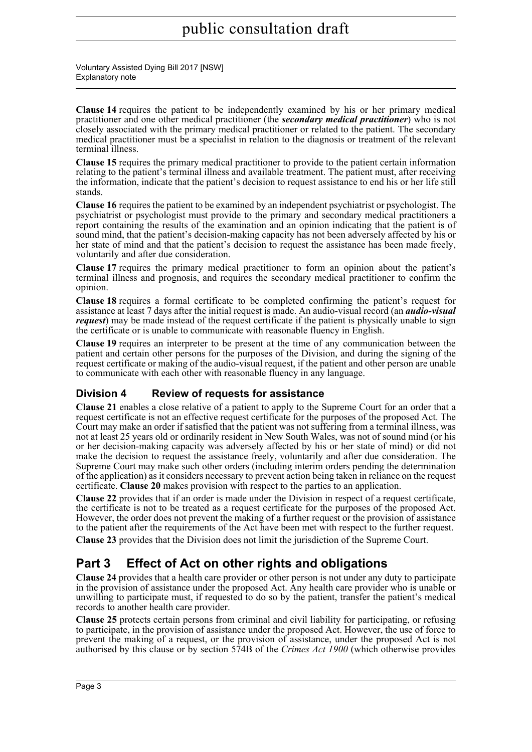**Clause 14** requires the patient to be independently examined by his or her primary medical practitioner and one other medical practitioner (the ***secondary medical practitioner***) who is not closely associated with the primary medical practitioner or related to the patient. The secondary medical practitioner must be a specialist in relation to the diagnosis or treatment of the relevant terminal illness.

**Clause 15** requires the primary medical practitioner to provide to the patient certain information relating to the patient's terminal illness and available treatment. The patient must, after receiving the information, indicate that the patient's decision to request assistance to end his or her life still stands.

**Clause 16** requires the patient to be examined by an independent psychiatrist or psychologist. The psychiatrist or psychologist must provide to the primary and secondary medical practitioners a report containing the results of the examination and an opinion indicating that the patient is of sound mind, that the patient's decision-making capacity has not been adversely affected by his or her state of mind and that the patient's decision to request the assistance has been made freely, voluntarily and after due consideration.

**Clause 17** requires the primary medical practitioner to form an opinion about the patient's terminal illness and prognosis, and requires the secondary medical practitioner to confirm the opinion.

**Clause 18** requires a formal certificate to be completed confirming the patient's request for assistance at least 7 days after the initial request is made. An audio-visual record (an ***audio-visual request***) may be made instead of the request certificate if the patient is physically unable to sign the certificate or is unable to communicate with reasonable fluency in English.

**Clause 19** requires an interpreter to be present at the time of any communication between the patient and certain other persons for the purposes of the Division, and during the signing of the request certificate or making of the audio-visual request, if the patient and other person are unable to communicate with each other with reasonable fluency in any language.

### Division 4 Review of requests for assistance

**Clause 21** enables a close relative of a patient to apply to the Supreme Court for an order that a request certificate is not an effective request certificate for the purposes of the proposed Act. The Court may make an order if satisfied that the patient was not suffering from a terminal illness, was not at least 25 years old or ordinarily resident in New South Wales, was not of sound mind (or his or her decision-making capacity was adversely affected by his or her state of mind) or did not make the decision to request the assistance freely, voluntarily and after due consideration. The Supreme Court may make such other orders (including interim orders pending the determination of the application) as it considers necessary to prevent action being taken in reliance on the request certificate. **Clause 20** makes provision with respect to the parties to an application.

**Clause 22** provides that if an order is made under the Division in respect of a request certificate, the certificate is not to be treated as a request certificate for the purposes of the proposed Act. However, the order does not prevent the making of a further request or the provision of assistance to the patient after the requirements of the Act have been met with respect to the further request.

**Clause 23** provides that the Division does not limit the jurisdiction of the Supreme Court.

## Part 3 Effect of Act on other rights and obligations

**Clause 24** provides that a health care provider or other person is not under any duty to participate in the provision of assistance under the proposed Act. Any health care provider who is unable or unwilling to participate must, if requested to do so by the patient, transfer the patient's medical records to another health care provider.

**Clause 25** protects certain persons from criminal and civil liability for participating, or refusing to participate, in the provision of assistance under the proposed Act. However, the use of force to prevent the making of a request, or the provision of assistance, under the proposed Act is not authorised by this clause or by section 574B of the *Crimes Act 1900* (which otherwise provides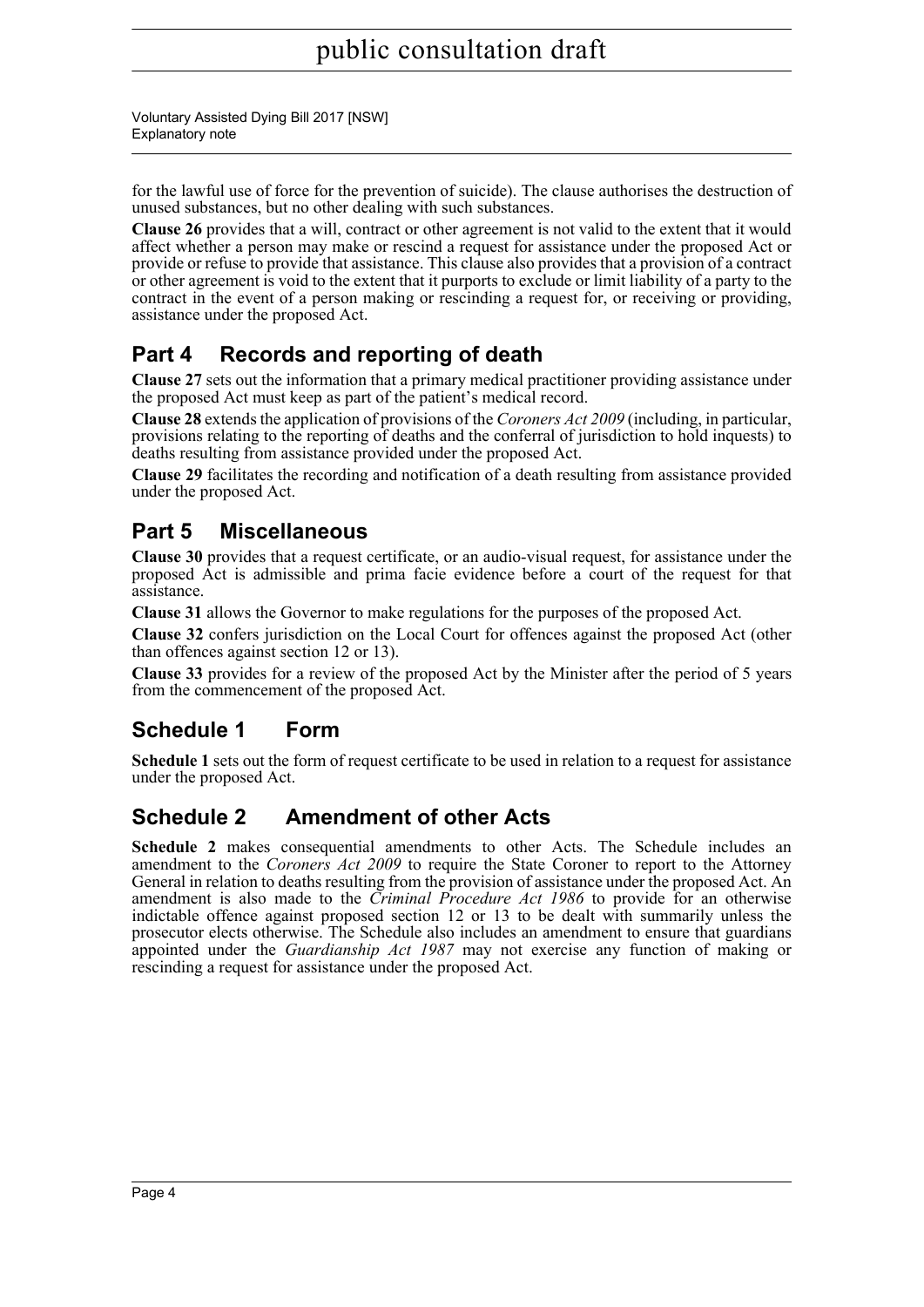for the lawful use of force for the prevention of suicide). The clause authorises the destruction of unused substances, but no other dealing with such substances.

**Clause 26** provides that a will, contract or other agreement is not valid to the extent that it would affect whether a person may make or rescind a request for assistance under the proposed Act or provide or refuse to provide that assistance. This clause also provides that a provision of a contract or other agreement is void to the extent that it purports to exclude or limit liability of a party to the contract in the event of a person making or rescinding a request for, or receiving or providing, assistance under the proposed Act.

## Part 4 Records and reporting of death

**Clause 27** sets out the information that a primary medical practitioner providing assistance under the proposed Act must keep as part of the patient's medical record.

**Clause 28** extends the application of provisions of the *Coroners Act 2009* (including, in particular, provisions relating to the reporting of deaths and the conferral of jurisdiction to hold inquests) to deaths resulting from assistance provided under the proposed Act.

**Clause 29** facilitates the recording and notification of a death resulting from assistance provided under the proposed Act.

## Part 5 Miscellaneous

**Clause 30** provides that a request certificate, or an audio-visual request, for assistance under the proposed Act is admissible and prima facie evidence before a court of the request for that assistance.

**Clause 31** allows the Governor to make regulations for the purposes of the proposed Act.

**Clause 32** confers jurisdiction on the Local Court for offences against the proposed Act (other than offences against section 12 or 13).

**Clause 33** provides for a review of the proposed Act by the Minister after the period of 5 years from the commencement of the proposed Act.

## Schedule 1 Form

**Schedule 1** sets out the form of request certificate to be used in relation to a request for assistance under the proposed Act.

## Schedule 2 Amendment of other Acts

**Schedule 2** makes consequential amendments to other Acts. The Schedule includes an amendment to the *Coroners Act 2009* to require the State Coroner to report to the Attorney General in relation to deaths resulting from the provision of assistance under the proposed Act. An amendment is also made to the *Criminal Procedure Act 1986* to provide for an otherwise indictable offence against proposed section 12 or 13 to be dealt with summarily unless the prosecutor elects otherwise. The Schedule also includes an amendment to ensure that guardians appointed under the *Guardianship Act 1987* may not exercise any function of making or rescinding a request for assistance under the proposed Act.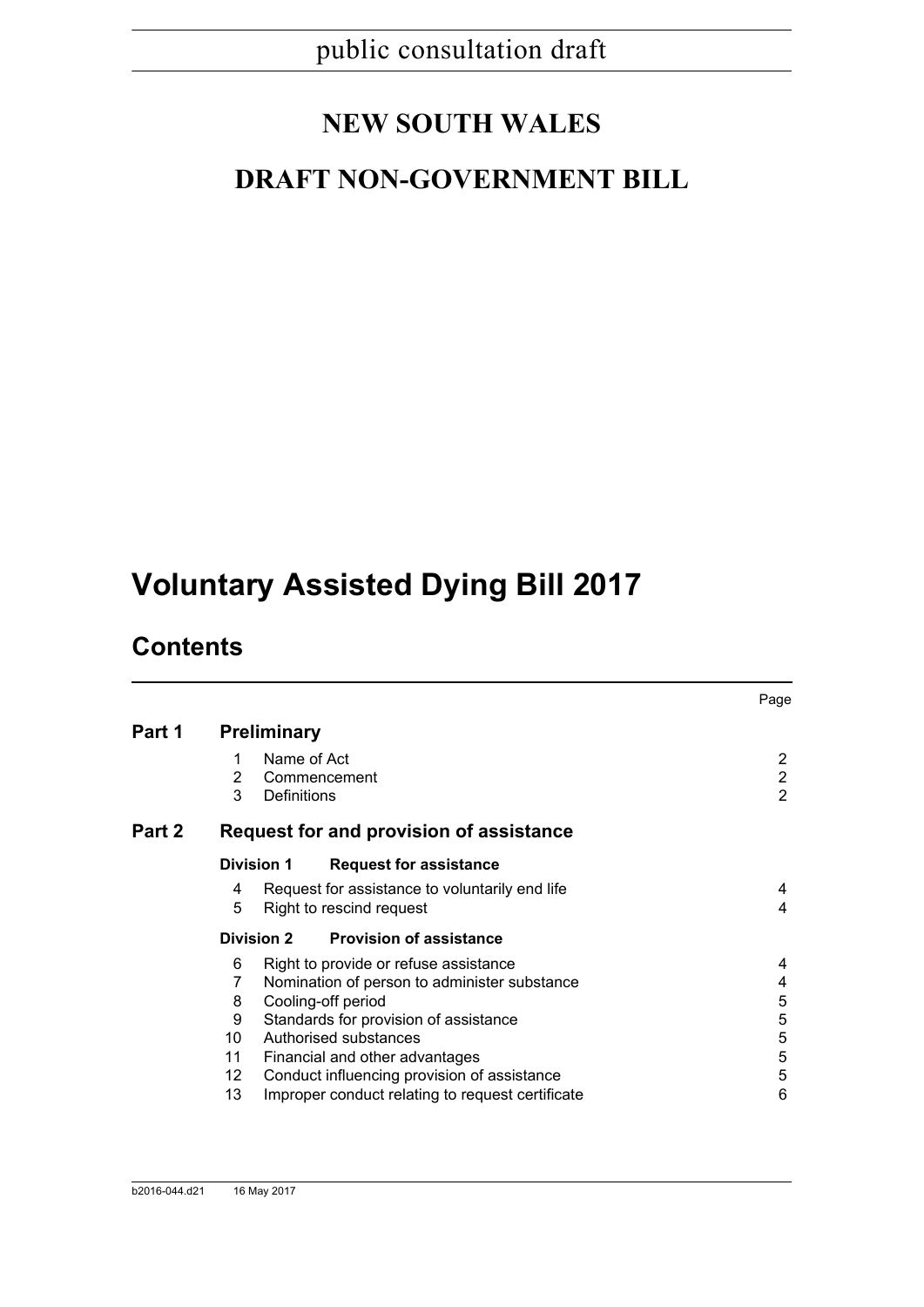public consultation draft

# NEW SOUTH WALES

# DRAFT NON-GOVERNMENT BILL

# Voluntary Assisted Dying Bill 2017

## Contents

| | | Page |
|---|---|---|
| **Part 1** | **Preliminary** | |
| | 1 Name of Act | 2 |
| | 2 Commencement | 2 |
| | 3 Definitions | 2 |
| **Part 2** | **Request for and provision of assistance** | |
| | **Division 1 Request for assistance** | |
| | 4 Request for assistance to voluntarily end life | 4 |
| | 5 Right to rescind request | 4 |
| | **Division 2 Provision of assistance** | |
| | 6 Right to provide or refuse assistance | 4 |
| | 7 Nomination of person to administer substance | 4 |
| | 8 Cooling-off period | 5 |
| | 9 Standards for provision of assistance | 5 |
| | 10 Authorised substances | 5 |
| | 11 Financial and other advantages | 5 |
| | 12 Conduct influencing provision of assistance | 5 |
| | 13 Improper conduct relating to request certificate | 6 |

b2016-044.d21 16 May 2017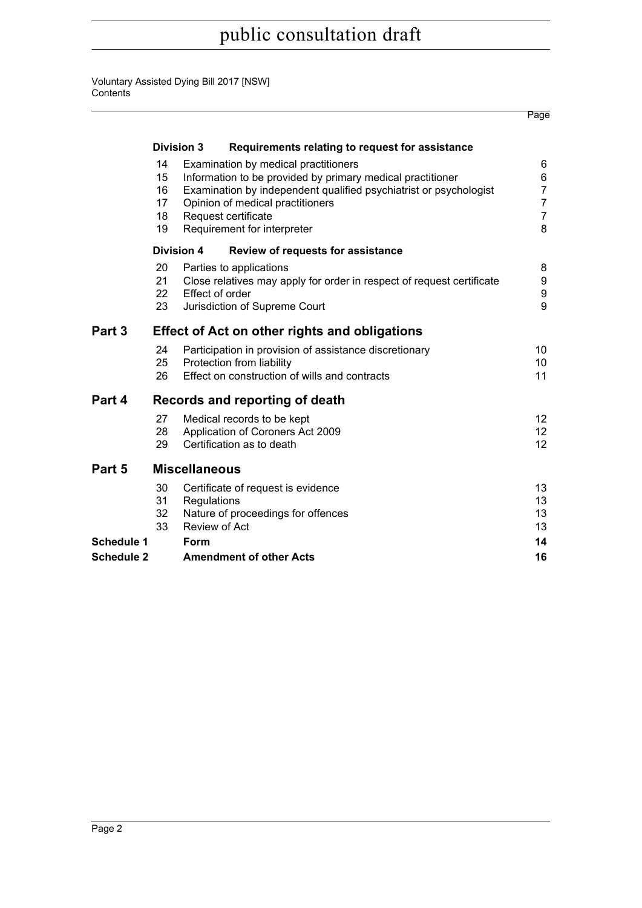| | | | Page |
|---|---|---|---|
| | **Division 3** | **Requirements relating to request for assistance** | |
| | 14 | Examination by medical practitioners | 6 |
| | 15 | Information to be provided by primary medical practitioner | 6 |
| | 16 | Examination by independent qualified psychiatrist or psychologist | 7 |
| | 17 | Opinion of medical practitioners | 7 |
| | 18 | Request certificate | 7 |
| | 19 | Requirement for interpreter | 8 |
| | **Division 4** | **Review of requests for assistance** | |
| | 20 | Parties to applications | 8 |
| | 21 | Close relatives may apply for order in respect of request certificate | 9 |
| | 22 | Effect of order | 9 |
| | 23 | Jurisdiction of Supreme Court | 9 |
| **Part 3** | | **Effect of Act on other rights and obligations** | |
| | 24 | Participation in provision of assistance discretionary | 10 |
| | 25 | Protection from liability | 10 |
| | 26 | Effect on construction of wills and contracts | 11 |
| **Part 4** | | **Records and reporting of death** | |
| | 27 | Medical records to be kept | 12 |
| | 28 | Application of Coroners Act 2009 | 12 |
| | 29 | Certification as to death | 12 |
| **Part 5** | | **Miscellaneous** | |
| | 30 | Certificate of request is evidence | 13 |
| | 31 | Regulations | 13 |
| | 32 | Nature of proceedings for offences | 13 |
| | 33 | Review of Act | 13 |
| **Schedule 1** | | **Form** | **14** |
| **Schedule 2** | | **Amendment of other Acts** | **16** |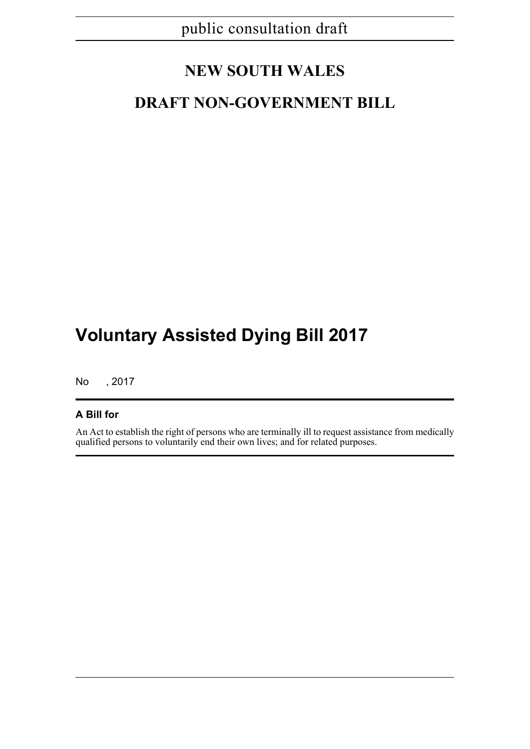public consultation draft

# NEW SOUTH WALES

# DRAFT NON-GOVERNMENT BILL

# Voluntary Assisted Dying Bill 2017

No , 2017

**A Bill for**

An Act to establish the right of persons who are terminally ill to request assistance from medically qualified persons to voluntarily end their own lives; and for related purposes.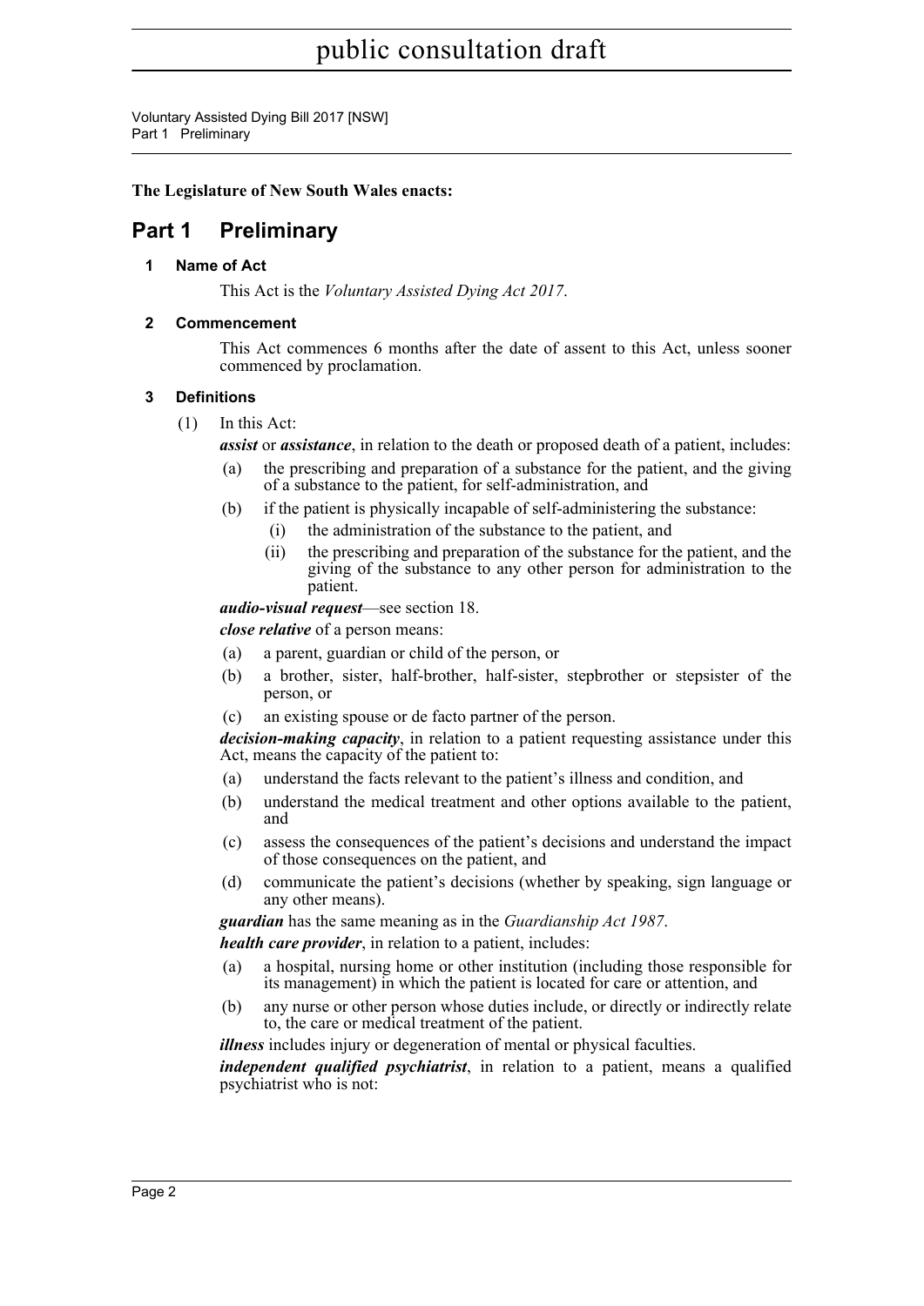**The Legislature of New South Wales enacts:**

# Part 1 Preliminary

### 1 Name of Act

This Act is the *Voluntary Assisted Dying Act 2017*.

### 2 Commencement

This Act commences 6 months after the date of assent to this Act, unless sooner commenced by proclamation.

### 3 Definitions

(1) In this Act:

***assist*** or ***assistance***, in relation to the death or proposed death of a patient, includes:

- (a) the prescribing and preparation of a substance for the patient, and the giving of a substance to the patient, for self-administration, and
- (b) if the patient is physically incapable of self-administering the substance:
  - (i) the administration of the substance to the patient, and
  - (ii) the prescribing and preparation of the substance for the patient, and the giving of the substance to any other person for administration to the patient.

***audio-visual request***—see section 18.

***close relative*** of a person means:

- (a) a parent, guardian or child of the person, or
- (b) a brother, sister, half-brother, half-sister, stepbrother or stepsister of the person, or
- (c) an existing spouse or de facto partner of the person.

***decision-making capacity***, in relation to a patient requesting assistance under this Act, means the capacity of the patient to:

- (a) understand the facts relevant to the patient's illness and condition, and
- (b) understand the medical treatment and other options available to the patient, and
- (c) assess the consequences of the patient's decisions and understand the impact of those consequences on the patient, and
- (d) communicate the patient's decisions (whether by speaking, sign language or any other means).

***guardian*** has the same meaning as in the *Guardianship Act 1987*.

***health care provider***, in relation to a patient, includes:

- (a) a hospital, nursing home or other institution (including those responsible for its management) in which the patient is located for care or attention, and
- (b) any nurse or other person whose duties include, or directly or indirectly relate to, the care or medical treatment of the patient.

***illness*** includes injury or degeneration of mental or physical faculties.

***independent qualified psychiatrist***, in relation to a patient, means a qualified psychiatrist who is not: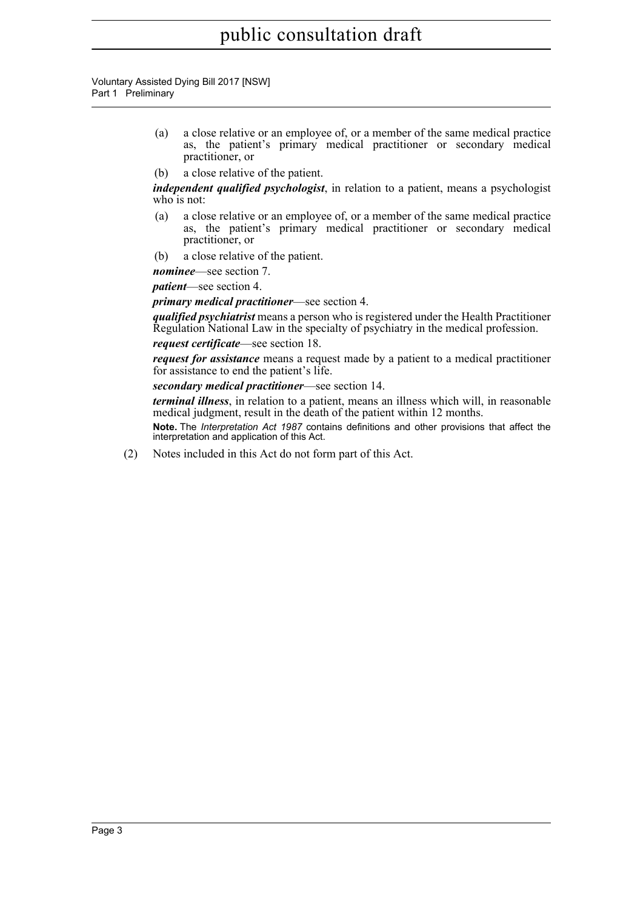(a) a close relative or an employee of, or a member of the same medical practice as, the patient's primary medical practitioner or secondary medical practitioner, or

(b) a close relative of the patient.

***independent qualified psychologist***, in relation to a patient, means a psychologist who is not:

(a) a close relative or an employee of, or a member of the same medical practice as, the patient's primary medical practitioner or secondary medical practitioner, or

(b) a close relative of the patient.

***nominee***—see section 7.

***patient***—see section 4.

***primary medical practitioner***—see section 4.

***qualified psychiatrist*** means a person who is registered under the Health Practitioner Regulation National Law in the specialty of psychiatry in the medical profession.

***request certificate***—see section 18.

***request for assistance*** means a request made by a patient to a medical practitioner for assistance to end the patient's life.

***secondary medical practitioner***—see section 14.

***terminal illness***, in relation to a patient, means an illness which will, in reasonable medical judgment, result in the death of the patient within 12 months.

**Note.** The *Interpretation Act 1987* contains definitions and other provisions that affect the interpretation and application of this Act.

(2) Notes included in this Act do not form part of this Act.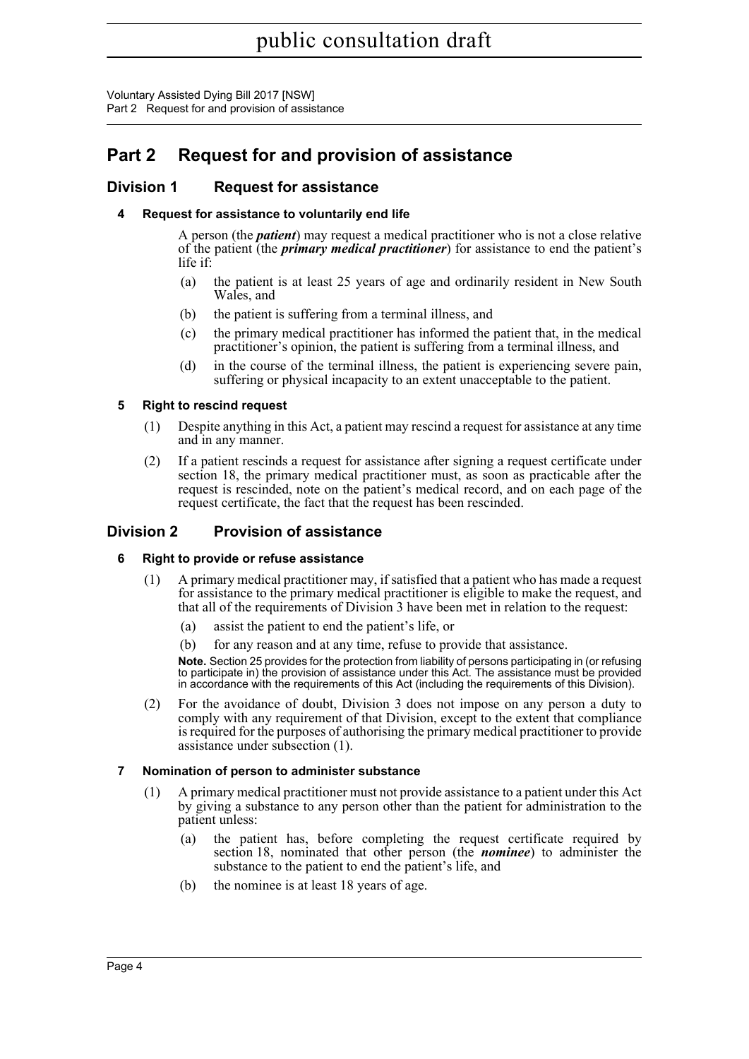# Part 2 Request for and provision of assistance

## Division 1 Request for assistance

### 4 Request for assistance to voluntarily end life

A person (the ***patient***) may request a medical practitioner who is not a close relative of the patient (the ***primary medical practitioner***) for assistance to end the patient's life if:

(a) the patient is at least 25 years of age and ordinarily resident in New South Wales, and

(b) the patient is suffering from a terminal illness, and

(c) the primary medical practitioner has informed the patient that, in the medical practitioner's opinion, the patient is suffering from a terminal illness, and

(d) in the course of the terminal illness, the patient is experiencing severe pain, suffering or physical incapacity to an extent unacceptable to the patient.

### 5 Right to rescind request

(1) Despite anything in this Act, a patient may rescind a request for assistance at any time and in any manner.

(2) If a patient rescinds a request for assistance after signing a request certificate under section 18, the primary medical practitioner must, as soon as practicable after the request is rescinded, note on the patient's medical record, and on each page of the request certificate, the fact that the request has been rescinded.

## Division 2 Provision of assistance

### 6 Right to provide or refuse assistance

(1) A primary medical practitioner may, if satisfied that a patient who has made a request for assistance to the primary medical practitioner is eligible to make the request, and that all of the requirements of Division 3 have been met in relation to the request:

(a) assist the patient to end the patient's life, or

(b) for any reason and at any time, refuse to provide that assistance.

**Note.** Section 25 provides for the protection from liability of persons participating in (or refusing to participate in) the provision of assistance under this Act. The assistance must be provided in accordance with the requirements of this Act (including the requirements of this Division).

(2) For the avoidance of doubt, Division 3 does not impose on any person a duty to comply with any requirement of that Division, except to the extent that compliance is required for the purposes of authorising the primary medical practitioner to provide assistance under subsection (1).

### 7 Nomination of person to administer substance

(1) A primary medical practitioner must not provide assistance to a patient under this Act by giving a substance to any person other than the patient for administration to the patient unless:

(a) the patient has, before completing the request certificate required by section 18, nominated that other person (the ***nominee***) to administer the substance to the patient to end the patient's life, and

(b) the nominee is at least 18 years of age.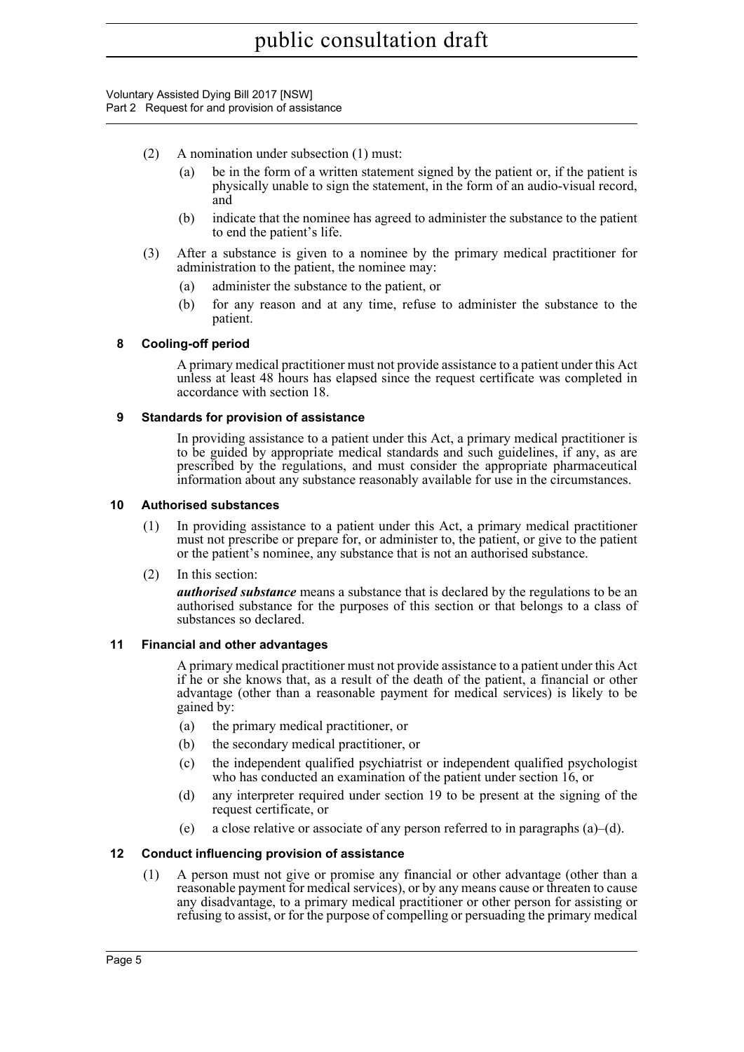(2) A nomination under subsection (1) must:

(a) be in the form of a written statement signed by the patient or, if the patient is physically unable to sign the statement, in the form of an audio-visual record, and

(b) indicate that the nominee has agreed to administer the substance to the patient to end the patient's life.

(3) After a substance is given to a nominee by the primary medical practitioner for administration to the patient, the nominee may:

(a) administer the substance to the patient, or

(b) for any reason and at any time, refuse to administer the substance to the patient.

### 8 Cooling-off period

A primary medical practitioner must not provide assistance to a patient under this Act unless at least 48 hours has elapsed since the request certificate was completed in accordance with section 18.

### 9 Standards for provision of assistance

In providing assistance to a patient under this Act, a primary medical practitioner is to be guided by appropriate medical standards and such guidelines, if any, as are prescribed by the regulations, and must consider the appropriate pharmaceutical information about any substance reasonably available for use in the circumstances.

### 10 Authorised substances

(1) In providing assistance to a patient under this Act, a primary medical practitioner must not prescribe or prepare for, or administer to, the patient, or give to the patient or the patient's nominee, any substance that is not an authorised substance.

(2) In this section:

***authorised substance*** means a substance that is declared by the regulations to be an authorised substance for the purposes of this section or that belongs to a class of substances so declared.

### 11 Financial and other advantages

A primary medical practitioner must not provide assistance to a patient under this Act if he or she knows that, as a result of the death of the patient, a financial or other advantage (other than a reasonable payment for medical services) is likely to be gained by:

(a) the primary medical practitioner, or

(b) the secondary medical practitioner, or

(c) the independent qualified psychiatrist or independent qualified psychologist who has conducted an examination of the patient under section 16, or

(d) any interpreter required under section 19 to be present at the signing of the request certificate, or

(e) a close relative or associate of any person referred to in paragraphs (a)–(d).

### 12 Conduct influencing provision of assistance

(1) A person must not give or promise any financial or other advantage (other than a reasonable payment for medical services), or by any means cause or threaten to cause any disadvantage, to a primary medical practitioner or other person for assisting or refusing to assist, or for the purpose of compelling or persuading the primary medical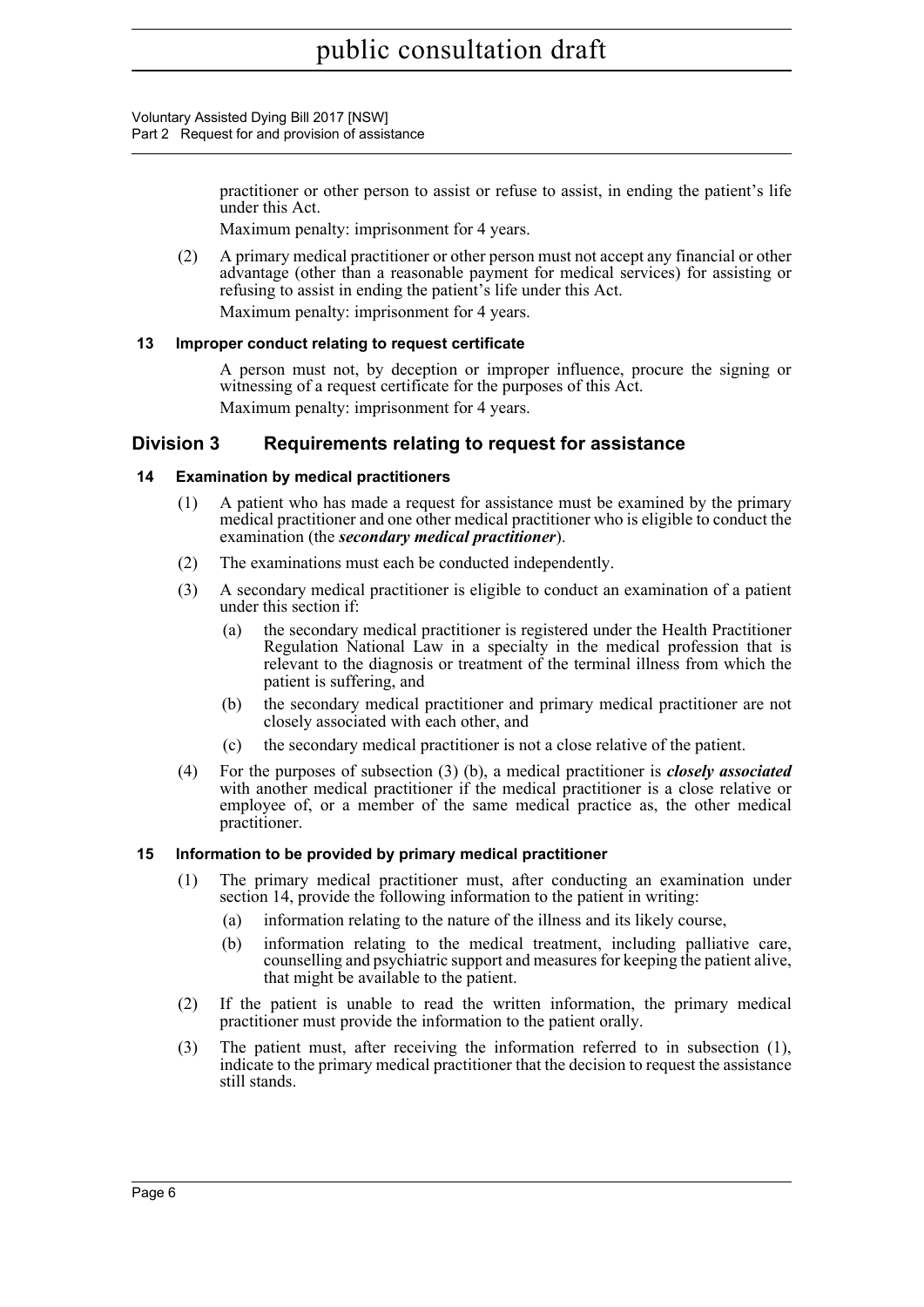practitioner or other person to assist or refuse to assist, in ending the patient's life under this Act.

Maximum penalty: imprisonment for 4 years.

(2) A primary medical practitioner or other person must not accept any financial or other advantage (other than a reasonable payment for medical services) for assisting or refusing to assist in ending the patient's life under this Act.

Maximum penalty: imprisonment for 4 years.

### 13 Improper conduct relating to request certificate

A person must not, by deception or improper influence, procure the signing or witnessing of a request certificate for the purposes of this Act.

Maximum penalty: imprisonment for 4 years.

## Division 3 Requirements relating to request for assistance

### 14 Examination by medical practitioners

(1) A patient who has made a request for assistance must be examined by the primary medical practitioner and one other medical practitioner who is eligible to conduct the examination (the ***secondary medical practitioner***).

(2) The examinations must each be conducted independently.

(3) A secondary medical practitioner is eligible to conduct an examination of a patient under this section if:

- (a) the secondary medical practitioner is registered under the Health Practitioner Regulation National Law in a specialty in the medical profession that is relevant to the diagnosis or treatment of the terminal illness from which the patient is suffering, and
- (b) the secondary medical practitioner and primary medical practitioner are not closely associated with each other, and
- (c) the secondary medical practitioner is not a close relative of the patient.

(4) For the purposes of subsection (3) (b), a medical practitioner is ***closely associated*** with another medical practitioner if the medical practitioner is a close relative or employee of, or a member of the same medical practice as, the other medical practitioner.

### 15 Information to be provided by primary medical practitioner

(1) The primary medical practitioner must, after conducting an examination under section 14, provide the following information to the patient in writing:

- (a) information relating to the nature of the illness and its likely course,
- (b) information relating to the medical treatment, including palliative care, counselling and psychiatric support and measures for keeping the patient alive, that might be available to the patient.

(2) If the patient is unable to read the written information, the primary medical practitioner must provide the information to the patient orally.

(3) The patient must, after receiving the information referred to in subsection (1), indicate to the primary medical practitioner that the decision to request the assistance still stands.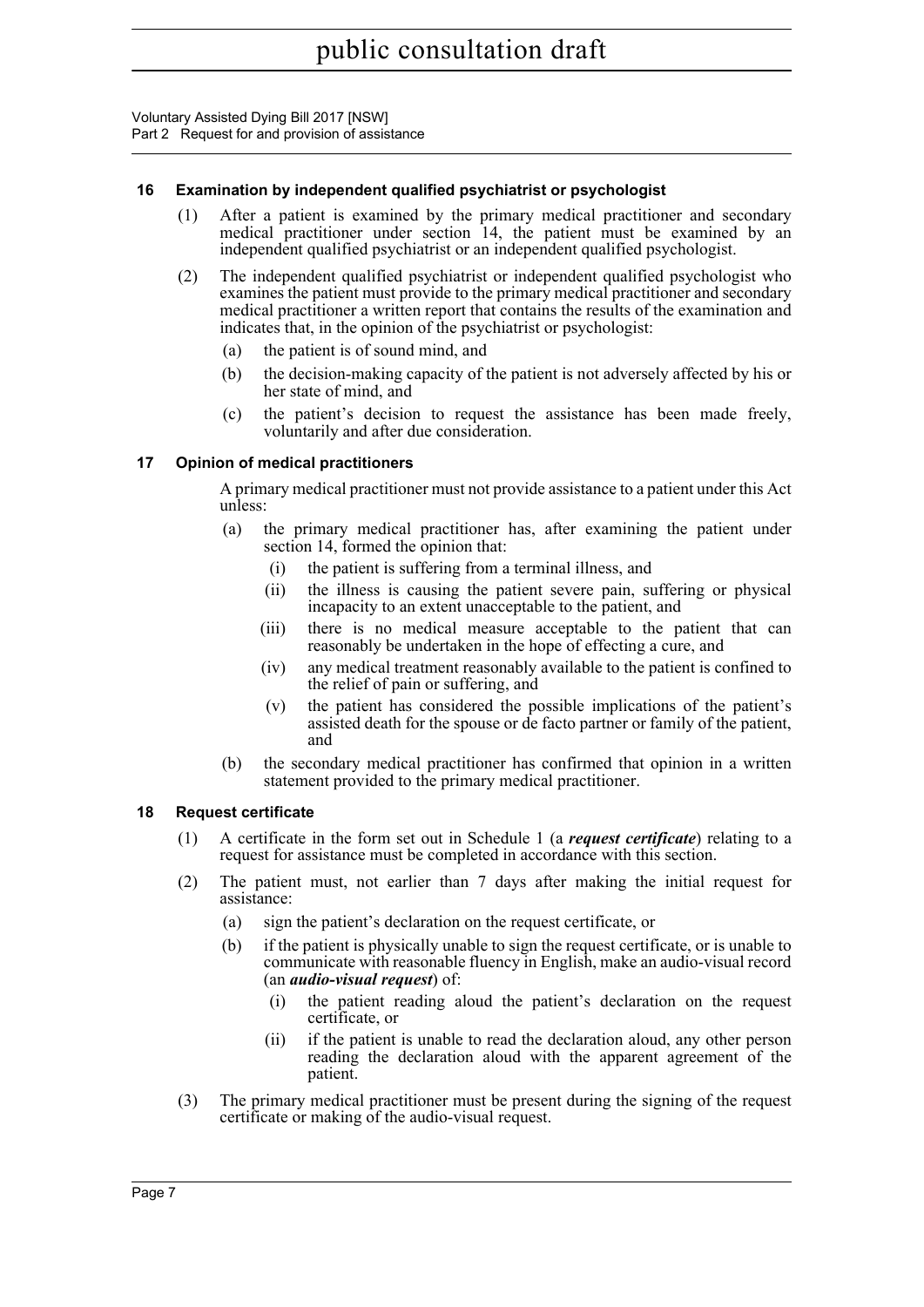### 16 Examination by independent qualified psychiatrist or psychologist

(1) After a patient is examined by the primary medical practitioner and secondary medical practitioner under section 14, the patient must be examined by an independent qualified psychiatrist or an independent qualified psychologist.

(2) The independent qualified psychiatrist or independent qualified psychologist who examines the patient must provide to the primary medical practitioner and secondary medical practitioner a written report that contains the results of the examination and indicates that, in the opinion of the psychiatrist or psychologist:

- (a) the patient is of sound mind, and
- (b) the decision-making capacity of the patient is not adversely affected by his or her state of mind, and
- (c) the patient's decision to request the assistance has been made freely, voluntarily and after due consideration.

### 17 Opinion of medical practitioners

A primary medical practitioner must not provide assistance to a patient under this Act unless:

- (a) the primary medical practitioner has, after examining the patient under section 14, formed the opinion that:
  - (i) the patient is suffering from a terminal illness, and
  - (ii) the illness is causing the patient severe pain, suffering or physical incapacity to an extent unacceptable to the patient, and
  - (iii) there is no medical measure acceptable to the patient that can reasonably be undertaken in the hope of effecting a cure, and
  - (iv) any medical treatment reasonably available to the patient is confined to the relief of pain or suffering, and
  - (v) the patient has considered the possible implications of the patient's assisted death for the spouse or de facto partner or family of the patient, and
- (b) the secondary medical practitioner has confirmed that opinion in a written statement provided to the primary medical practitioner.

### 18 Request certificate

(1) A certificate in the form set out in Schedule 1 (a ***request certificate***) relating to a request for assistance must be completed in accordance with this section.

(2) The patient must, not earlier than 7 days after making the initial request for assistance:

- (a) sign the patient's declaration on the request certificate, or
- (b) if the patient is physically unable to sign the request certificate, or is unable to communicate with reasonable fluency in English, make an audio-visual record (an ***audio-visual request***) of:
  - (i) the patient reading aloud the patient's declaration on the request certificate, or
  - (ii) if the patient is unable to read the declaration aloud, any other person reading the declaration aloud with the apparent agreement of the patient.

(3) The primary medical practitioner must be present during the signing of the request certificate or making of the audio-visual request.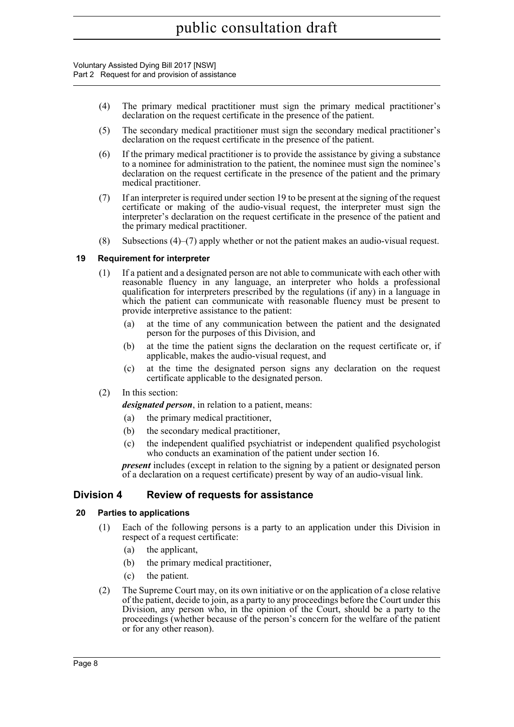(4) The primary medical practitioner must sign the primary medical practitioner's declaration on the request certificate in the presence of the patient.

(5) The secondary medical practitioner must sign the secondary medical practitioner's declaration on the request certificate in the presence of the patient.

(6) If the primary medical practitioner is to provide the assistance by giving a substance to a nominee for administration to the patient, the nominee must sign the nominee's declaration on the request certificate in the presence of the patient and the primary medical practitioner.

(7) If an interpreter is required under section 19 to be present at the signing of the request certificate or making of the audio-visual request, the interpreter must sign the interpreter's declaration on the request certificate in the presence of the patient and the primary medical practitioner.

(8) Subsections (4)–(7) apply whether or not the patient makes an audio-visual request.

#### 19 Requirement for interpreter

(1) If a patient and a designated person are not able to communicate with each other with reasonable fluency in any language, an interpreter who holds a professional qualification for interpreters prescribed by the regulations (if any) in a language in which the patient can communicate with reasonable fluency must be present to provide interpretive assistance to the patient:

- (a) at the time of any communication between the patient and the designated person for the purposes of this Division, and
- (b) at the time the patient signs the declaration on the request certificate or, if applicable, makes the audio-visual request, and
- (c) at the time the designated person signs any declaration on the request certificate applicable to the designated person.

(2) In this section:

***designated person***, in relation to a patient, means:

- (a) the primary medical practitioner,
- (b) the secondary medical practitioner,
- (c) the independent qualified psychiatrist or independent qualified psychologist who conducts an examination of the patient under section 16.

***present*** includes (except in relation to the signing by a patient or designated person of a declaration on a request certificate) present by way of an audio-visual link.

### Division 4 Review of requests for assistance

#### 20 Parties to applications

(1) Each of the following persons is a party to an application under this Division in respect of a request certificate:

- (a) the applicant,
- (b) the primary medical practitioner,
- (c) the patient.

(2) The Supreme Court may, on its own initiative or on the application of a close relative of the patient, decide to join, as a party to any proceedings before the Court under this Division, any person who, in the opinion of the Court, should be a party to the proceedings (whether because of the person's concern for the welfare of the patient or for any other reason).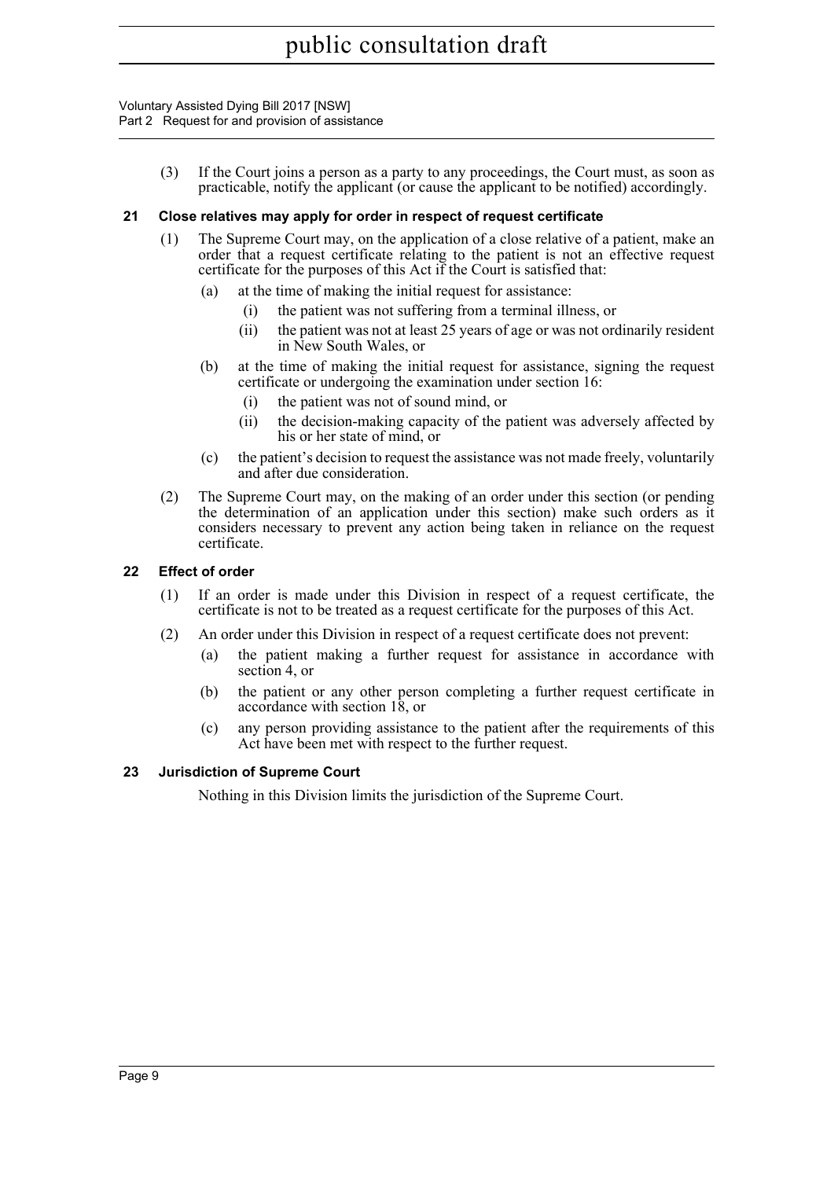(3) If the Court joins a person as a party to any proceedings, the Court must, as soon as practicable, notify the applicant (or cause the applicant to be notified) accordingly.

### 21 Close relatives may apply for order in respect of request certificate

(1) The Supreme Court may, on the application of a close relative of a patient, make an order that a request certificate relating to the patient is not an effective request certificate for the purposes of this Act if the Court is satisfied that:

- (a) at the time of making the initial request for assistance:
  - (i) the patient was not suffering from a terminal illness, or
  - (ii) the patient was not at least 25 years of age or was not ordinarily resident in New South Wales, or
- (b) at the time of making the initial request for assistance, signing the request certificate or undergoing the examination under section 16:
  - (i) the patient was not of sound mind, or
  - (ii) the decision-making capacity of the patient was adversely affected by his or her state of mind, or
- (c) the patient's decision to request the assistance was not made freely, voluntarily and after due consideration.

(2) The Supreme Court may, on the making of an order under this section (or pending the determination of an application under this section) make such orders as it considers necessary to prevent any action being taken in reliance on the request certificate.

### 22 Effect of order

(1) If an order is made under this Division in respect of a request certificate, the certificate is not to be treated as a request certificate for the purposes of this Act.

(2) An order under this Division in respect of a request certificate does not prevent:

- (a) the patient making a further request for assistance in accordance with section 4, or
- (b) the patient or any other person completing a further request certificate in accordance with section 18, or
- (c) any person providing assistance to the patient after the requirements of this Act have been met with respect to the further request.

### 23 Jurisdiction of Supreme Court

Nothing in this Division limits the jurisdiction of the Supreme Court.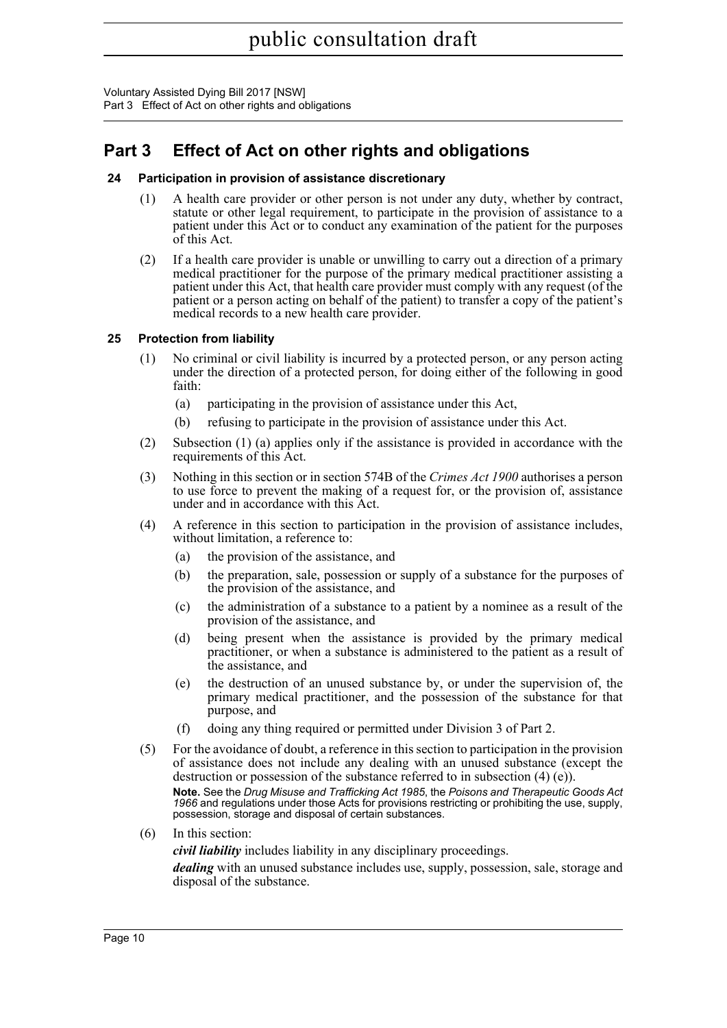## Part 3 Effect of Act on other rights and obligations

### 24 Participation in provision of assistance discretionary

(1) A health care provider or other person is not under any duty, whether by contract, statute or other legal requirement, to participate in the provision of assistance to a patient under this Act or to conduct any examination of the patient for the purposes of this Act.

(2) If a health care provider is unable or unwilling to carry out a direction of a primary medical practitioner for the purpose of the primary medical practitioner assisting a patient under this Act, that health care provider must comply with any request (of the patient or a person acting on behalf of the patient) to transfer a copy of the patient's medical records to a new health care provider.

### 25 Protection from liability

(1) No criminal or civil liability is incurred by a protected person, or any person acting under the direction of a protected person, for doing either of the following in good faith:

- (a) participating in the provision of assistance under this Act,
- (b) refusing to participate in the provision of assistance under this Act.

(2) Subsection (1) (a) applies only if the assistance is provided in accordance with the requirements of this Act.

(3) Nothing in this section or in section 574B of the *Crimes Act 1900* authorises a person to use force to prevent the making of a request for, or the provision of, assistance under and in accordance with this Act.

(4) A reference in this section to participation in the provision of assistance includes, without limitation, a reference to:

- (a) the provision of the assistance, and
- (b) the preparation, sale, possession or supply of a substance for the purposes of the provision of the assistance, and
- (c) the administration of a substance to a patient by a nominee as a result of the provision of the assistance, and
- (d) being present when the assistance is provided by the primary medical practitioner, or when a substance is administered to the patient as a result of the assistance, and
- (e) the destruction of an unused substance by, or under the supervision of, the primary medical practitioner, and the possession of the substance for that purpose, and
- (f) doing any thing required or permitted under Division 3 of Part 2.

(5) For the avoidance of doubt, a reference in this section to participation in the provision of assistance does not include any dealing with an unused substance (except the destruction or possession of the substance referred to in subsection (4) (e)).

**Note.** See the *Drug Misuse and Trafficking Act 1985*, the *Poisons and Therapeutic Goods Act 1966* and regulations under those Acts for provisions restricting or prohibiting the use, supply, possession, storage and disposal of certain substances.

(6) In this section:

***civil liability*** includes liability in any disciplinary proceedings.

***dealing*** with an unused substance includes use, supply, possession, sale, storage and disposal of the substance.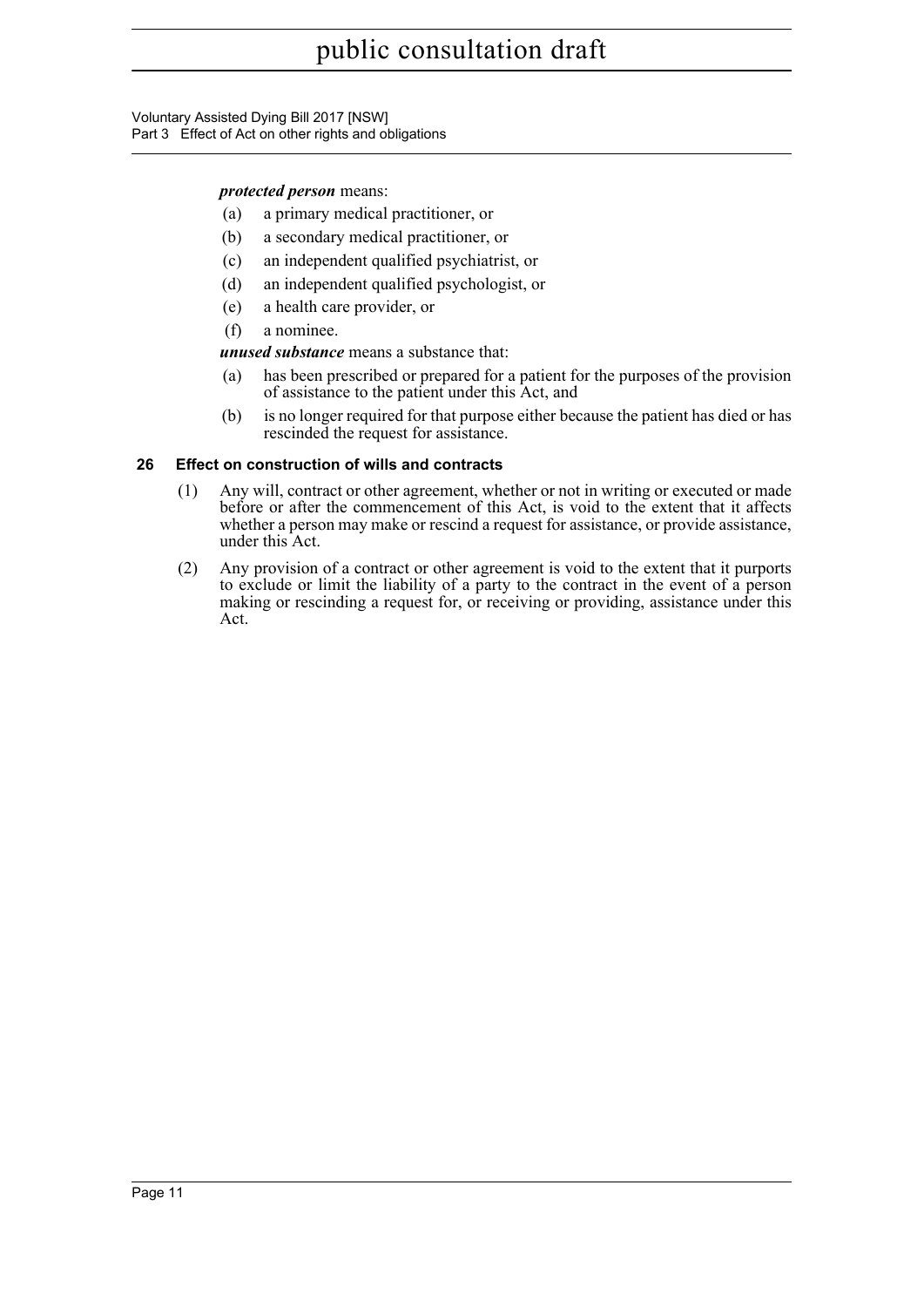***protected person*** means:

(a) a primary medical practitioner, or

(b) a secondary medical practitioner, or

(c) an independent qualified psychiatrist, or

(d) an independent qualified psychologist, or

(e) a health care provider, or

(f) a nominee.

***unused substance*** means a substance that:

(a) has been prescribed or prepared for a patient for the purposes of the provision of assistance to the patient under this Act, and

(b) is no longer required for that purpose either because the patient has died or has rescinded the request for assistance.

### 26 Effect on construction of wills and contracts

(1) Any will, contract or other agreement, whether or not in writing or executed or made before or after the commencement of this Act, is void to the extent that it affects whether a person may make or rescind a request for assistance, or provide assistance, under this Act.

(2) Any provision of a contract or other agreement is void to the extent that it purports to exclude or limit the liability of a party to the contract in the event of a person making or rescinding a request for, or receiving or providing, assistance under this Act.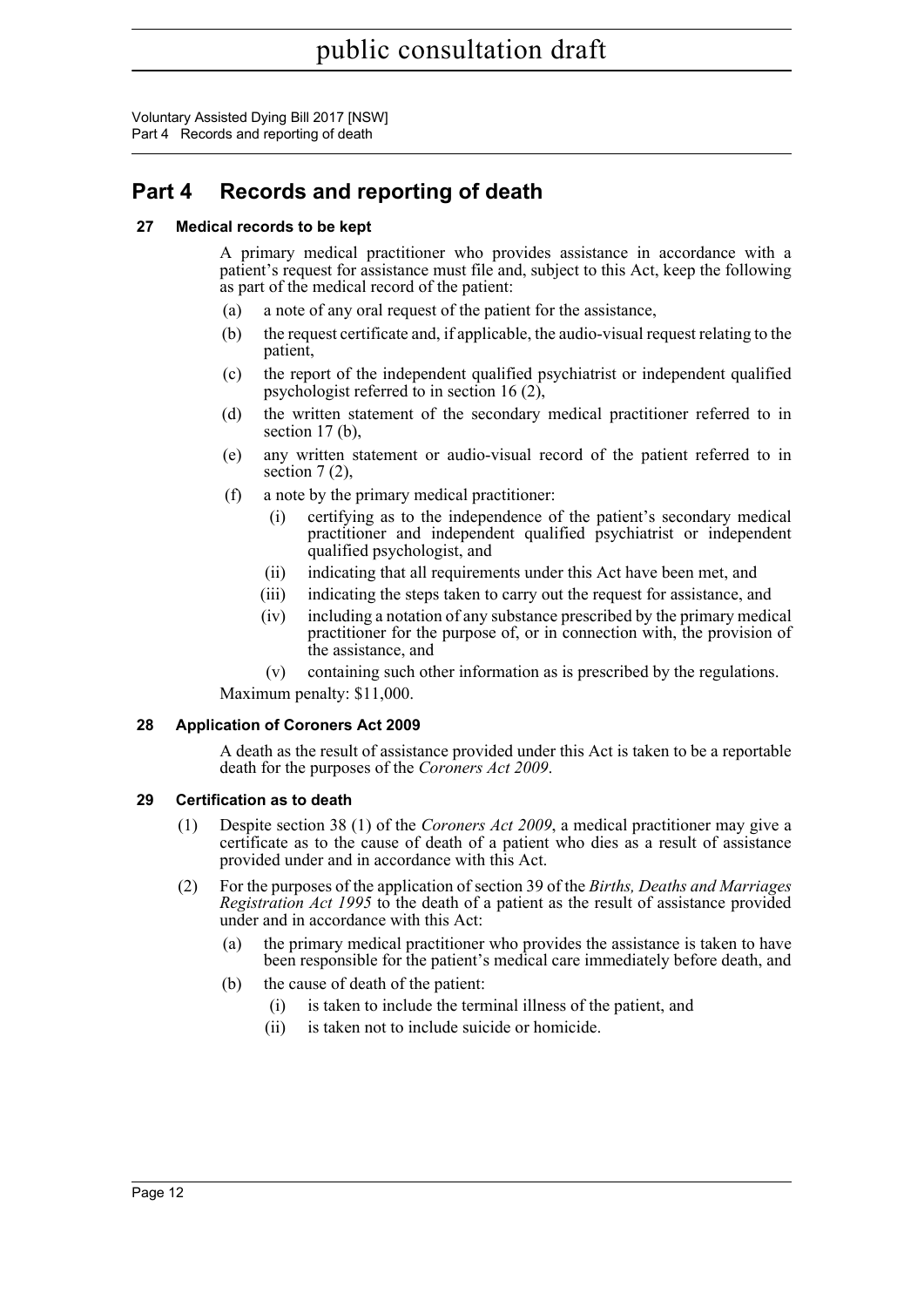# Part 4 Records and reporting of death

### 27 Medical records to be kept

A primary medical practitioner who provides assistance in accordance with a patient's request for assistance must file and, subject to this Act, keep the following as part of the medical record of the patient:

(a) a note of any oral request of the patient for the assistance,

(b) the request certificate and, if applicable, the audio-visual request relating to the patient,

(c) the report of the independent qualified psychiatrist or independent qualified psychologist referred to in section 16 (2),

(d) the written statement of the secondary medical practitioner referred to in section 17 (b),

(e) any written statement or audio-visual record of the patient referred to in section 7 (2),

(f) a note by the primary medical practitioner:

(i) certifying as to the independence of the patient's secondary medical practitioner and independent qualified psychiatrist or independent qualified psychologist, and

(ii) indicating that all requirements under this Act have been met, and

(iii) indicating the steps taken to carry out the request for assistance, and

(iv) including a notation of any substance prescribed by the primary medical practitioner for the purpose of, or in connection with, the provision of the assistance, and

(v) containing such other information as is prescribed by the regulations.

Maximum penalty: $11,000.

### 28 Application of Coroners Act 2009

A death as the result of assistance provided under this Act is taken to be a reportable death for the purposes of the *Coroners Act 2009*.

### 29 Certification as to death

(1) Despite section 38 (1) of the *Coroners Act 2009*, a medical practitioner may give a certificate as to the cause of death of a patient who dies as a result of assistance provided under and in accordance with this Act.

(2) For the purposes of the application of section 39 of the *Births, Deaths and Marriages Registration Act 1995* to the death of a patient as the result of assistance provided under and in accordance with this Act:

(a) the primary medical practitioner who provides the assistance is taken to have been responsible for the patient's medical care immediately before death, and

(b) the cause of death of the patient:

(i) is taken to include the terminal illness of the patient, and

(ii) is taken not to include suicide or homicide.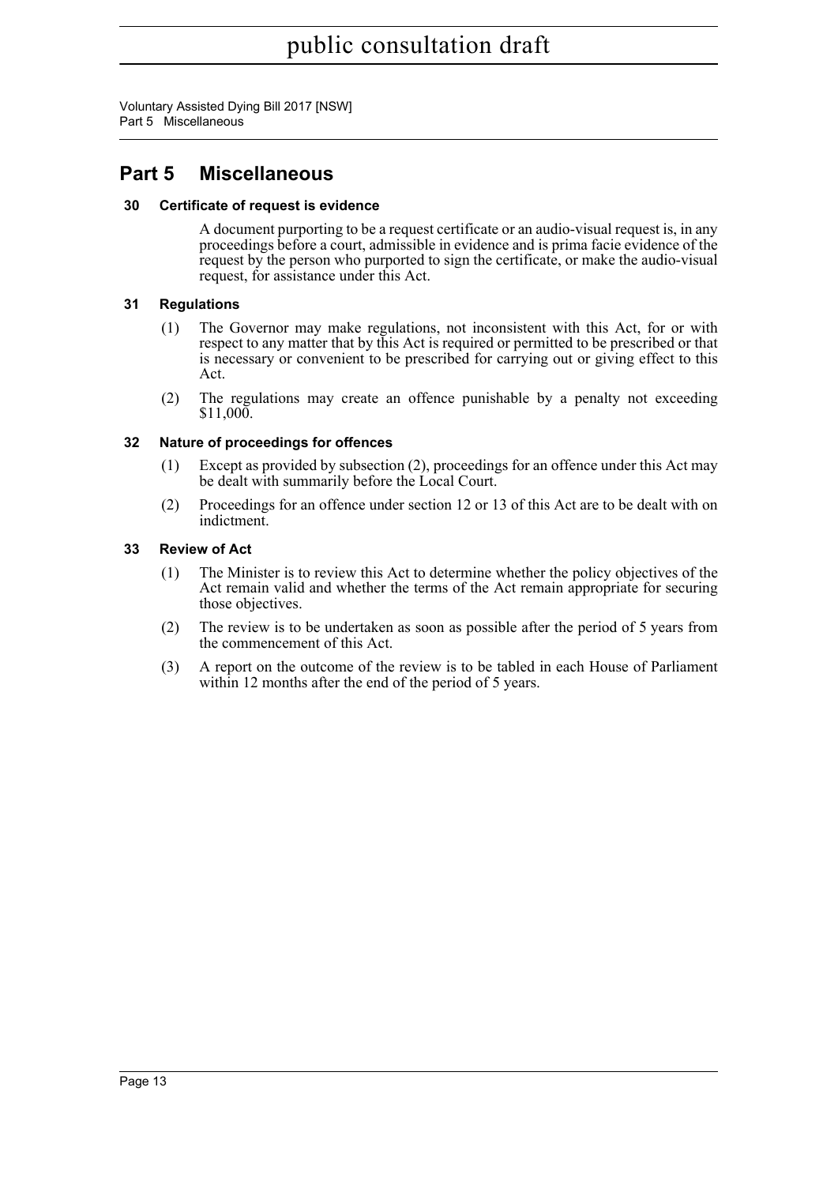## Part 5 Miscellaneous

### 30 Certificate of request is evidence

A document purporting to be a request certificate or an audio-visual request is, in any proceedings before a court, admissible in evidence and is prima facie evidence of the request by the person who purported to sign the certificate, or make the audio-visual request, for assistance under this Act.

### 31 Regulations

(1) The Governor may make regulations, not inconsistent with this Act, for or with respect to any matter that by this Act is required or permitted to be prescribed or that is necessary or convenient to be prescribed for carrying out or giving effect to this Act.

(2) The regulations may create an offence punishable by a penalty not exceeding $11,000.

### 32 Nature of proceedings for offences

(1) Except as provided by subsection (2), proceedings for an offence under this Act may be dealt with summarily before the Local Court.

(2) Proceedings for an offence under section 12 or 13 of this Act are to be dealt with on indictment.

### 33 Review of Act

(1) The Minister is to review this Act to determine whether the policy objectives of the Act remain valid and whether the terms of the Act remain appropriate for securing those objectives.

(2) The review is to be undertaken as soon as possible after the period of 5 years from the commencement of this Act.

(3) A report on the outcome of the review is to be tabled in each House of Parliament within 12 months after the end of the period of 5 years.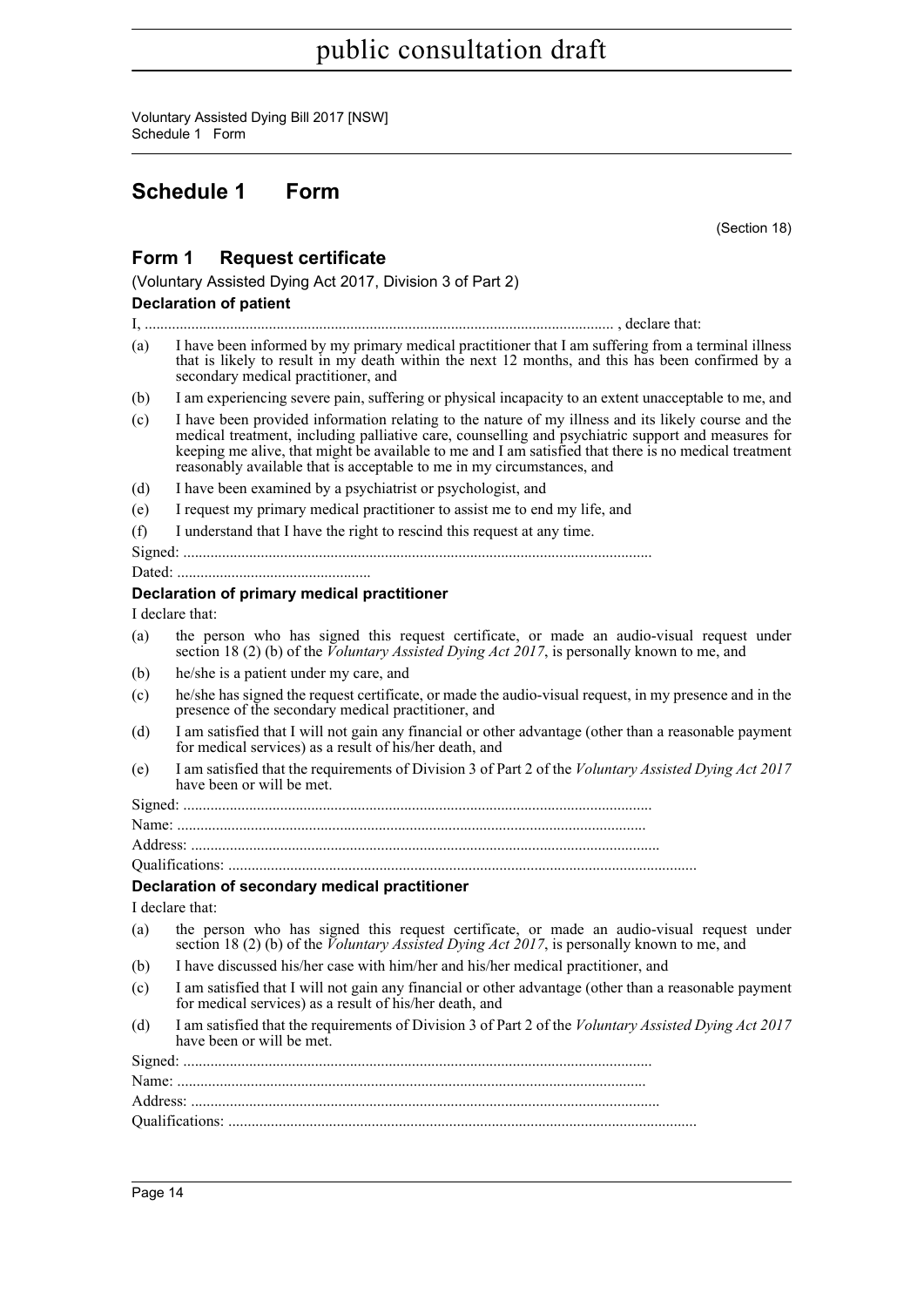# Schedule 1 Form

(Section 18)

## Form 1 Request certificate

(Voluntary Assisted Dying Act 2017, Division 3 of Part 2)

**Declaration of patient**

I, .......................................................................................................................... , declare that:

(a) I have been informed by my primary medical practitioner that I am suffering from a terminal illness that is likely to result in my death within the next 12 months, and this has been confirmed by a secondary medical practitioner, and

(b) I am experiencing severe pain, suffering or physical incapacity to an extent unacceptable to me, and

(c) I have been provided information relating to the nature of my illness and its likely course and the medical treatment, including palliative care, counselling and psychiatric support and measures for keeping me alive, that might be available to me and I am satisfied that there is no medical treatment reasonably available that is acceptable to me in my circumstances, and

(d) I have been examined by a psychiatrist or psychologist, and

(e) I request my primary medical practitioner to assist me to end my life, and

(f) I understand that I have the right to rescind this request at any time.

Signed: ........................................................................................................................

Dated: ..................................................

**Declaration of primary medical practitioner**

I declare that:

(a) the person who has signed this request certificate, or made an audio-visual request under section 18 (2) (b) of the *Voluntary Assisted Dying Act 2017*, is personally known to me, and

(b) he/she is a patient under my care, and

(c) he/she has signed the request certificate, or made the audio-visual request, in my presence and in the presence of the secondary medical practitioner, and

(d) I am satisfied that I will not gain any financial or other advantage (other than a reasonable payment for medical services) as a result of his/her death, and

(e) I am satisfied that the requirements of Division 3 of Part 2 of the *Voluntary Assisted Dying Act 2017* have been or will be met.

Signed: ........................................................................................................................

Name: ........................................................................................................................

Address: ........................................................................................................................

Qualifications: ........................................................................................................................

**Declaration of secondary medical practitioner**

I declare that:

(a) the person who has signed this request certificate, or made an audio-visual request under section 18 (2) (b) of the *Voluntary Assisted Dying Act 2017*, is personally known to me, and

(b) I have discussed his/her case with him/her and his/her medical practitioner, and

(c) I am satisfied that I will not gain any financial or other advantage (other than a reasonable payment for medical services) as a result of his/her death, and

(d) I am satisfied that the requirements of Division 3 of Part 2 of the *Voluntary Assisted Dying Act 2017* have been or will be met.

Signed: ........................................................................................................................

Name: ........................................................................................................................

Address: ........................................................................................................................

Qualifications: ........................................................................................................................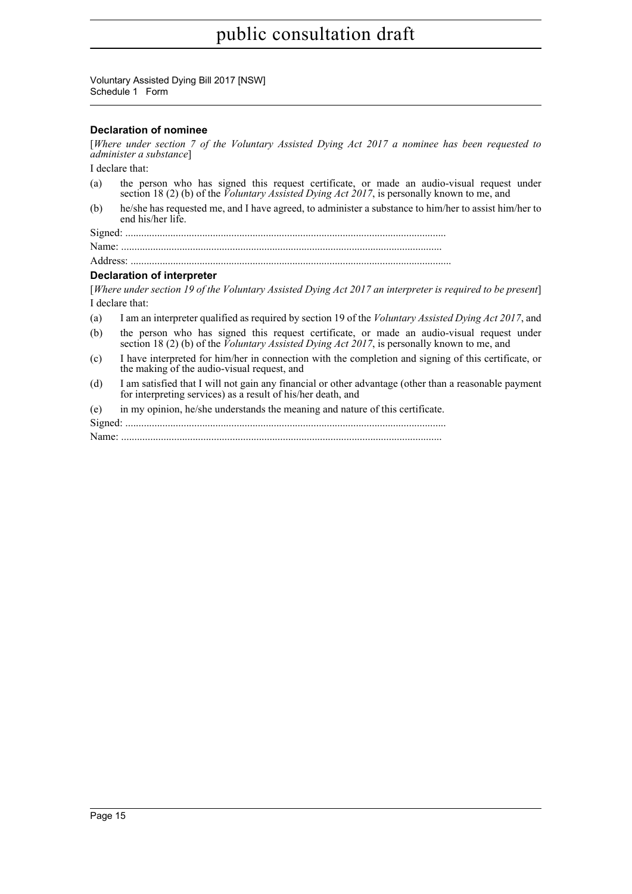### Declaration of nominee

[*Where under section 7 of the Voluntary Assisted Dying Act 2017 a nominee has been requested to administer a substance*]

I declare that:

(a) the person who has signed this request certificate, or made an audio-visual request under section 18 (2) (b) of the *Voluntary Assisted Dying Act 2017*, is personally known to me, and

(b) he/she has requested me, and I have agreed, to administer a substance to him/her to assist him/her to end his/her life.

Signed: ........................................................................................................................

Name: ........................................................................................................................

Address: ........................................................................................................................

### Declaration of interpreter

[*Where under section 19 of the Voluntary Assisted Dying Act 2017 an interpreter is required to be present*]

I declare that:

(a) I am an interpreter qualified as required by section 19 of the *Voluntary Assisted Dying Act 2017*, and

(b) the person who has signed this request certificate, or made an audio-visual request under section 18 (2) (b) of the *Voluntary Assisted Dying Act 2017*, is personally known to me, and

(c) I have interpreted for him/her in connection with the completion and signing of this certificate, or the making of the audio-visual request, and

(d) I am satisfied that I will not gain any financial or other advantage (other than a reasonable payment for interpreting services) as a result of his/her death, and

(e) in my opinion, he/she understands the meaning and nature of this certificate.

Signed: ........................................................................................................................

Name: ........................................................................................................................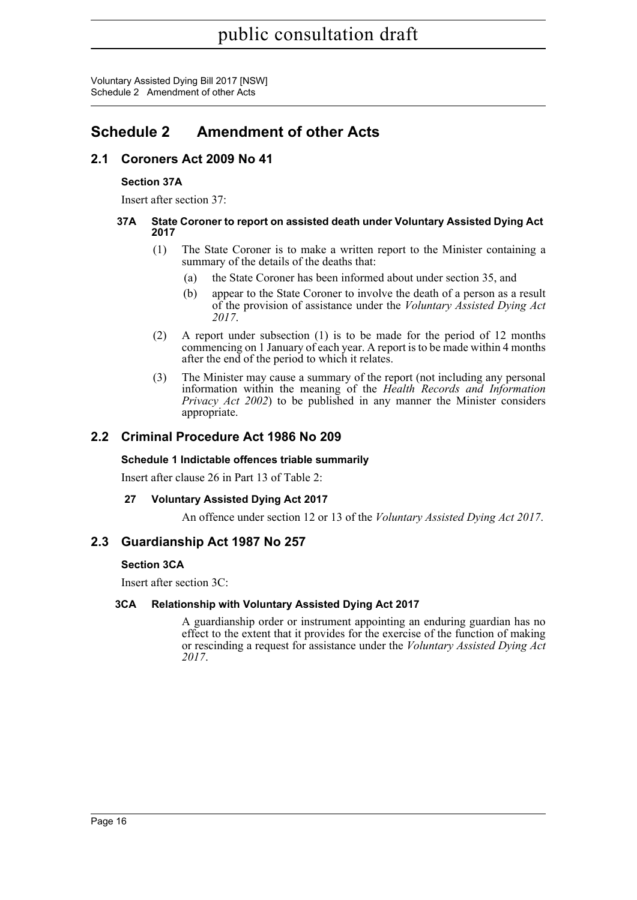# Schedule 2 Amendment of other Acts

## 2.1 Coroners Act 2009 No 41

### Section 37A

Insert after section 37:

#### 37A State Coroner to report on assisted death under Voluntary Assisted Dying Act 2017

(1) The State Coroner is to make a written report to the Minister containing a summary of the details of the deaths that:

(a) the State Coroner has been informed about under section 35, and

(b) appear to the State Coroner to involve the death of a person as a result of the provision of assistance under the *Voluntary Assisted Dying Act 2017*.

(2) A report under subsection (1) is to be made for the period of 12 months commencing on 1 January of each year. A report is to be made within 4 months after the end of the period to which it relates.

(3) The Minister may cause a summary of the report (not including any personal information within the meaning of the *Health Records and Information Privacy Act 2002*) to be published in any manner the Minister considers appropriate.

## 2.2 Criminal Procedure Act 1986 No 209

### Schedule 1 Indictable offences triable summarily

Insert after clause 26 in Part 13 of Table 2:

#### 27 Voluntary Assisted Dying Act 2017

An offence under section 12 or 13 of the *Voluntary Assisted Dying Act 2017*.

## 2.3 Guardianship Act 1987 No 257

### Section 3CA

Insert after section 3C:

#### 3CA Relationship with Voluntary Assisted Dying Act 2017

A guardianship order or instrument appointing an enduring guardian has no effect to the extent that it provides for the exercise of the function of making or rescinding a request for assistance under the *Voluntary Assisted Dying Act 2017*.